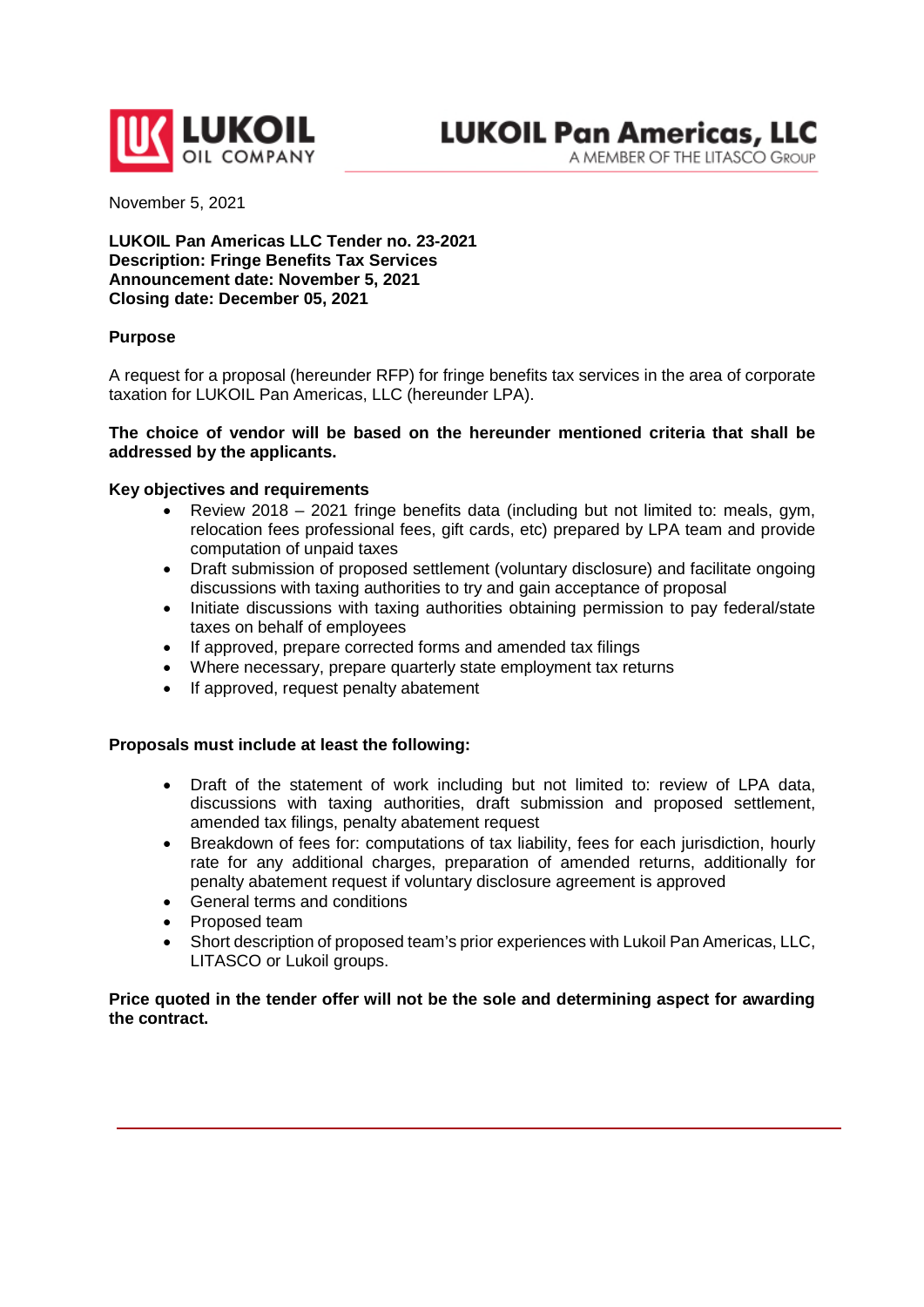LUKOIL OIL COMPANY

**LUKOIL Pan Americas, LLC**
A MEMBER OF THE LITASCO GROUP

November 5, 2021

**LUKOIL Pan Americas LLC Tender no. 23-2021**
**Description: Fringe Benefits Tax Services**
**Announcement date: November 5, 2021**
**Closing date: December 05, 2021**

**Purpose**

A request for a proposal (hereunder RFP) for fringe benefits tax services in the area of corporate taxation for LUKOIL Pan Americas, LLC (hereunder LPA).

**The choice of vendor will be based on the hereunder mentioned criteria that shall be addressed by the applicants.**

**Key objectives and requirements**

- Review 2018 – 2021 fringe benefits data (including but not limited to: meals, gym, relocation fees professional fees, gift cards, etc) prepared by LPA team and provide computation of unpaid taxes
- Draft submission of proposed settlement (voluntary disclosure) and facilitate ongoing discussions with taxing authorities to try and gain acceptance of proposal
- Initiate discussions with taxing authorities obtaining permission to pay federal/state taxes on behalf of employees
- If approved, prepare corrected forms and amended tax filings
- Where necessary, prepare quarterly state employment tax returns
- If approved, request penalty abatement

**Proposals must include at least the following:**

- Draft of the statement of work including but not limited to: review of LPA data, discussions with taxing authorities, draft submission and proposed settlement, amended tax filings, penalty abatement request
- Breakdown of fees for: computations of tax liability, fees for each jurisdiction, hourly rate for any additional charges, preparation of amended returns, additionally for penalty abatement request if voluntary disclosure agreement is approved
- General terms and conditions
- Proposed team
- Short description of proposed team's prior experiences with Lukoil Pan Americas, LLC, LITASCO or Lukoil groups.

**Price quoted in the tender offer will not be the sole and determining aspect for awarding the contract.**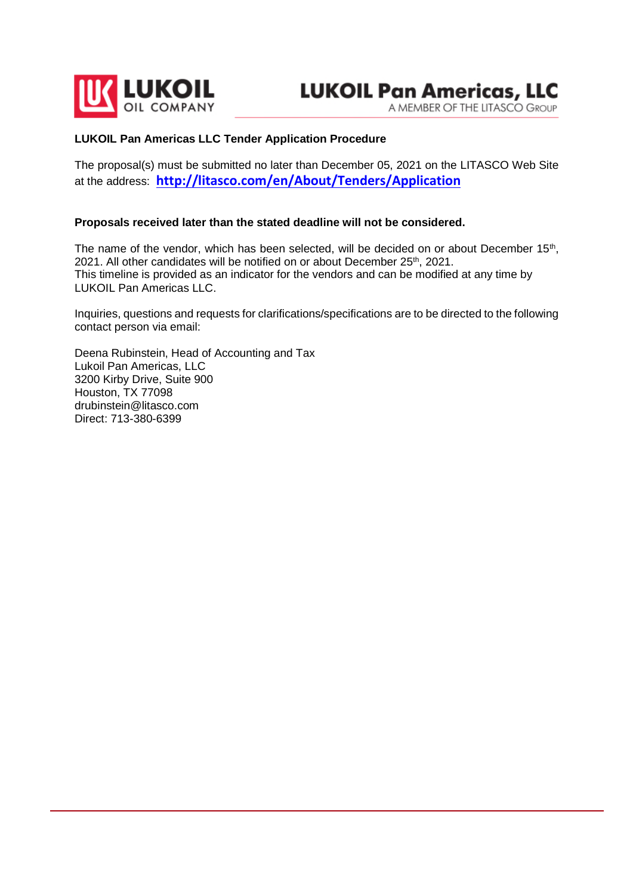**LUKOIL Pan Americas LLC Tender Application Procedure**

The proposal(s) must be submitted no later than December 05, 2021 on the LITASCO Web Site at the address: **http://litasco.com/en/About/Tenders/Application**

**Proposals received later than the stated deadline will not be considered.**

The name of the vendor, which has been selected, will be decided on or about December 15th, 2021. All other candidates will be notified on or about December 25th, 2021.
This timeline is provided as an indicator for the vendors and can be modified at any time by LUKOIL Pan Americas LLC.

Inquiries, questions and requests for clarifications/specifications are to be directed to the following contact person via email:

Deena Rubinstein, Head of Accounting and Tax
Lukoil Pan Americas, LLC
3200 Kirby Drive, Suite 900
Houston, TX 77098
drubinstein@litasco.com
Direct: 713-380-6399